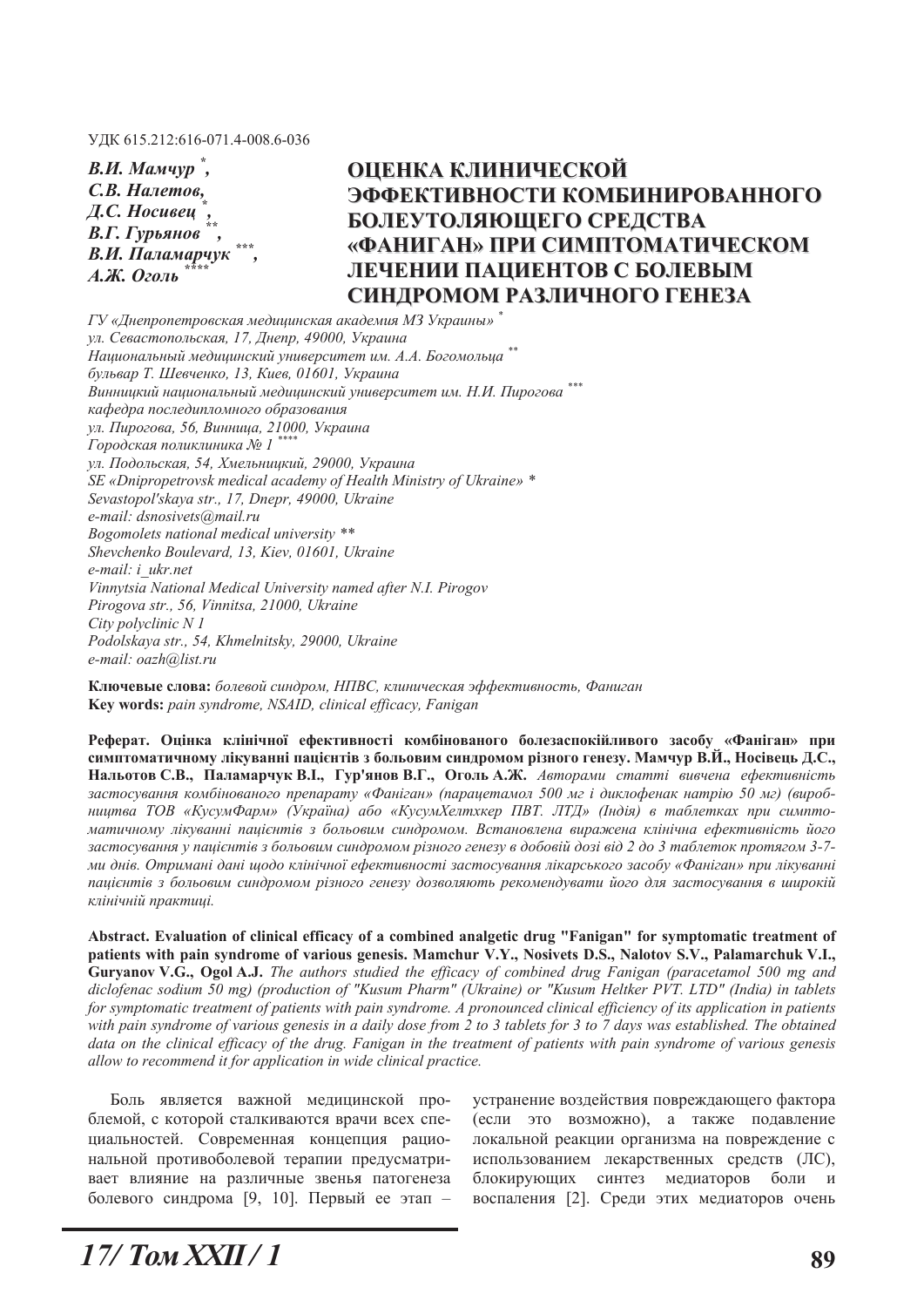УДК 615.212:616-071.4-008.6-036

***В.И. Мамчур*** [*]***,***
***С.В. Налетов,***
***Д.С. Носивец*** [*]***,***
***В.Г. Гурьянов*** [**]***,***
***В.И. Паламарчук*** [***]***,***
***А.Ж. Оголь*** [****]

# ОЦЕНКА КЛИНИЧЕСКОЙ ЭФФЕКТИВНОСТИ КОМБИНИРОВАННОГО БОЛЕУТОЛЯЮЩЕГО СРЕДСТВА «ФАНИГАН» ПРИ СИМПТОМАТИЧЕСКОМ ЛЕЧЕНИИ ПАЦИЕНТОВ С БОЛЕВЫМ СИНДРОМОМ РАЗЛИЧНОГО ГЕНЕЗА

*ГУ «Днепропетровская медицинская академия МЗ Украины»* [*]
*ул. Севастопольская, 17, Днепр, 49000, Украина*
*Национальный медицинский университет им. А.А. Богомольца* [**]
*бульвар Т. Шевченко, 13, Киев, 01601, Украина*
*Винницкий национальный медицинский университет им. Н.И. Пирогова* [***]
*кафедра последипломного образования*
*ул. Пирогова, 56, Винница, 21000, Украина*
*Городская поликлиника № 1* [****]
*ул. Подольская, 54, Хмельницкий, 29000, Украина*
*SE «Dnipropetrovsk medical academy of Health Ministry of Ukraine» \**
*Sevastopol'skaya str., 17, Dnepr, 49000, Ukraine*
*e-mail: dsnosivets@mail.ru*
*Bogomolets national medical university \*\**
*Shevchenko Boulevard, 13, Kiev, 01601, Ukraine*
*e-mail: i_ukr.net*
*Vinnytsia National Medical University named after N.I. Pirogov*
*Pirogova str., 56, Vinnitsa, 21000, Ukraine*
*City polyclinic N 1*
*Podolskaya str., 54, Khmelnitsky, 29000, Ukraine*
*e-mail: oazh@list.ru*

**Ключевые слова:** *болевой синдром, НПВС, клиническая эффективность, Фаниган*
**Key words:** *pain syndrome, NSAID, clinical efficacy, Fanigan*

**Реферат. Оцінка клінічної ефективності комбінованого болезаспокійливого засобу «Фаніган» при симптоматичному лікуванні пацієнтів з больовим синдромом різного генезу. Мамчур В.Й., Носівець Д.С., Нальотов С.В., Паламарчук В.І., Гур'янов В.Г., Оголь А.Ж.** *Авторами статті вивчена ефективність застосування комбінованого препарату «Фаніган» (парацетамол 500 мг і диклофенак натрію 50 мг) (виробництва ТОВ «КусумФарм» (Україна) або «КусумХелтхкер ПВТ. ЛТД» (Індія) в таблетках при симптоматичному лікуванні пацієнтів з больовим синдромом. Встановлена виражена клінічна ефективність його застосування у пацієнтів з больовим синдромом різного генезу в добовій дозі від 2 до 3 таблеток протягом 3-7-ми днів. Отримані дані щодо клінічної ефективності застосування лікарського засобу «Фаніган» при лікуванні пацієнтів з больовим синдромом різного генезу дозволяють рекомендувати його для застосування в широкій клінічній практиці.*

**Abstract. Evaluation of clinical efficacy of a combined analgetic drug "Fanigan" for symptomatic treatment of patients with pain syndrome of various genesis. Mamchur V.Y., Nosivets D.S., Nalotov S.V., Palamarchuk V.I., Guryanov V.G., Ogol A.J.** *The authors studied the efficacy of combined drug Fanigan (paracetamol 500 mg and diclofenac sodium 50 mg) (production of "Kusum Pharm" (Ukraine) or "Kusum Heltker PVT. LTD" (India) in tablets for symptomatic treatment of patients with pain syndrome. A pronounced clinical efficiency of its application in patients with pain syndrome of various genesis in a daily dose from 2 to 3 tablets for 3 to 7 days was established. The obtained data on the clinical efficacy of the drug. Fanigan in the treatment of patients with pain syndrome of various genesis allow to recommend it for application in wide clinical practice.*

Боль является важной медицинской проблемой, с которой сталкиваются врачи всех специальностей. Современная концепция рациональной противоболевой терапии предусматривает влияние на различные звенья патогенеза болевого синдрома [9, 10]. Первый ее этап – устранение воздействия повреждающего фактора (если это возможно), а также подавление локальной реакции организма на повреждение с использованием лекарственных средств (ЛС), блокирующих синтез медиаторов боли и воспаления [2]. Среди этих медиаторов очень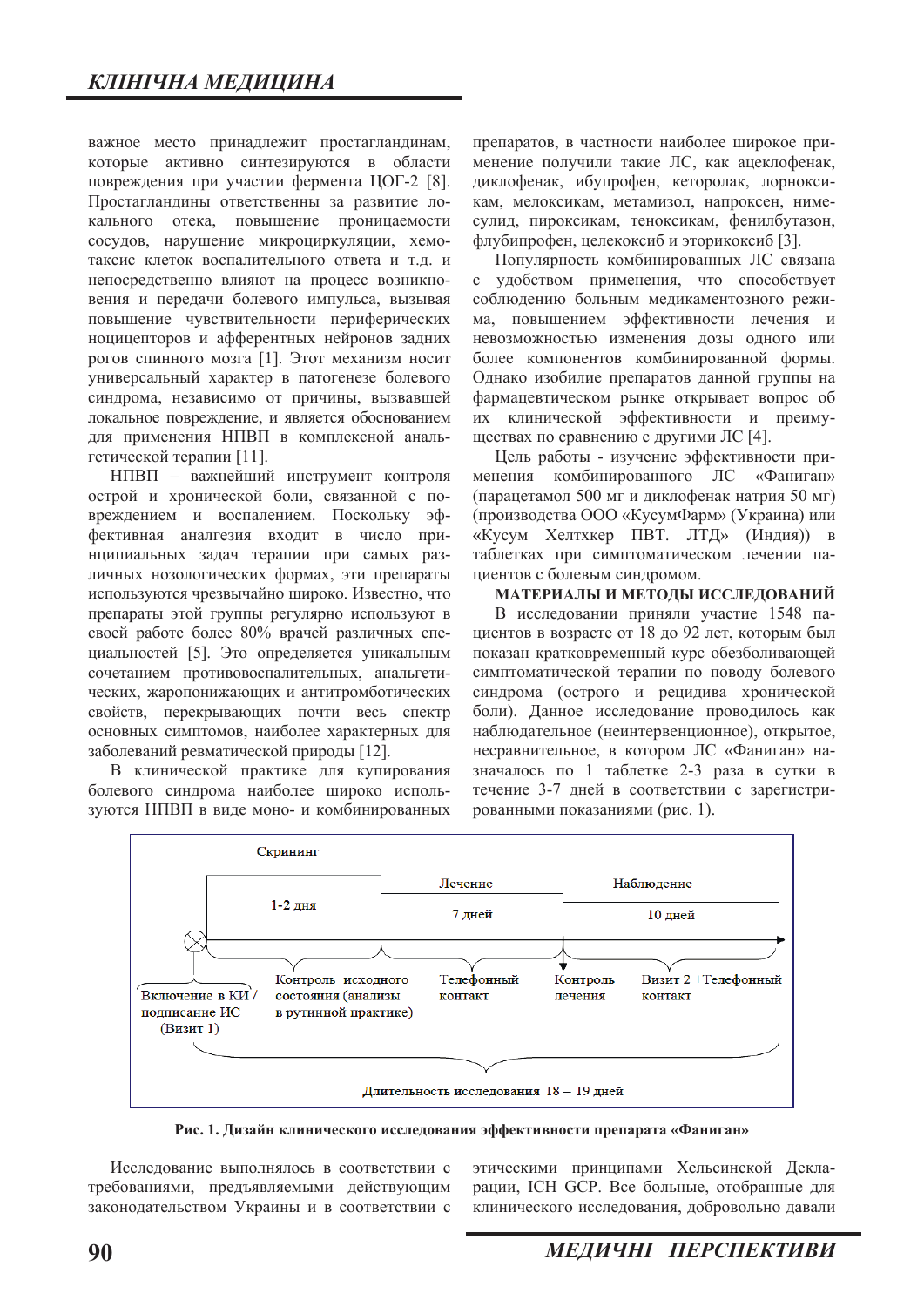важное место принадлежит простагландинам, которые активно синтезируются в области повреждения при участии фермента ЦОГ-2 [8]. Простагландины ответственны за развитие локального отека, повышение проницаемости сосудов, нарушение микроциркуляции, хемотаксис клеток воспалительного ответа и т.д. и непосредственно влияют на процесс возникновения и передачи болевого импульса, вызывая повышение чувствительности периферических ноцицепторов и афферентных нейронов задних рогов спинного мозга [1]. Этот механизм носит универсальный характер в патогенезе болевого синдрома, независимо от причины, вызвавшей локальное повреждение, и является обоснованием для применения НПВП в комплексной анальгетической терапии [11].

НПВП – важнейший инструмент контроля острой и хронической боли, связанной с повреждением и воспалением. Поскольку эффективная аналгезия входит в число принципиальных задач терапии при самых различных нозологических формах, эти препараты используются чрезвычайно широко. Известно, что препараты этой группы регулярно используют в своей работе более 80% врачей различных специальностей [5]. Это определяется уникальным сочетанием противовоспалительных, анальгетических, жаропонижающих и антитромботических свойств, перекрывающих почти весь спектр основных симптомов, наиболее характерных для заболеваний ревматической природы [12].

В клинической практике для купирования болевого синдрома наиболее широко используются НПВП в виде моно- и комбинированных препаратов, в частности наиболее широкое применение получили такие ЛС, как ацеклофенак, диклофенак, ибупрофен, кеторолак, лорноксикам, мелоксикам, метамизол, напроксен, нимесулид, пироксикам, теноксикам, фенилбутазон, флубипрофен, целекоксиб и эторикоксиб [3].

Популярность комбинированных ЛС связана с удобством применения, что способствует соблюдению больным медикаментозного режима, повышением эффективности лечения и невозможностью изменения дозы одного или более компонентов комбинированной формы. Однако изобилие препаратов данной группы на фармацевтическом рынке открывает вопрос об их клинической эффективности и преимуществах по сравнению с другими ЛС [4].

Цель работы - изучение эффективности применения комбинированного ЛС «Фаниган» (парацетамол 500 мг и диклофенак натрия 50 мг) (производства ООО «КусумФарм» (Украина) или «Кусум Хелтхкер ПВТ. ЛТД» (Индия)) в таблетках при симптоматическом лечении пациентов с болевым синдромом.

## МАТЕРИАЛЫ И МЕТОДЫ ИССЛЕДОВАНИЙ

В исследовании приняли участие 1548 пациентов в возрасте от 18 до 92 лет, которым был показан кратковременный курс обезболивающей симптоматической терапии по поводу болевого синдрома (острого и рецидива хронической боли). Данное исследование проводилось как наблюдательное (неинтервенционное), открытое, несравнительное, в котором ЛС «Фаниган» назначалось по 1 таблетке 2-3 раза в сутки в течение 3-7 дней в соответствии с зарегистрированными показаниями (рис. 1).

Скрининг: 1-2 дня | Лечение: 7 дней | Наблюдение: 10 дней

Включение в КИ / подписание ИС (Визит 1) | Контроль исходного состояния (анализы в рутинной практике) | Телефонный контакт | Контроль лечения | Визит 2 +Телефонный контакт

Длительность исследования 18 – 19 дней

**Рис. 1. Дизайн клинического исследования эффективности препарата «Фаниган»**

Исследование выполнялось в соответствии с требованиями, предъявляемыми действующим законодательством Украины и в соответствии с этическими принципами Хельсинской Декларации, ICH GCP. Все больные, отобранные для клинического исследования, добровольно давали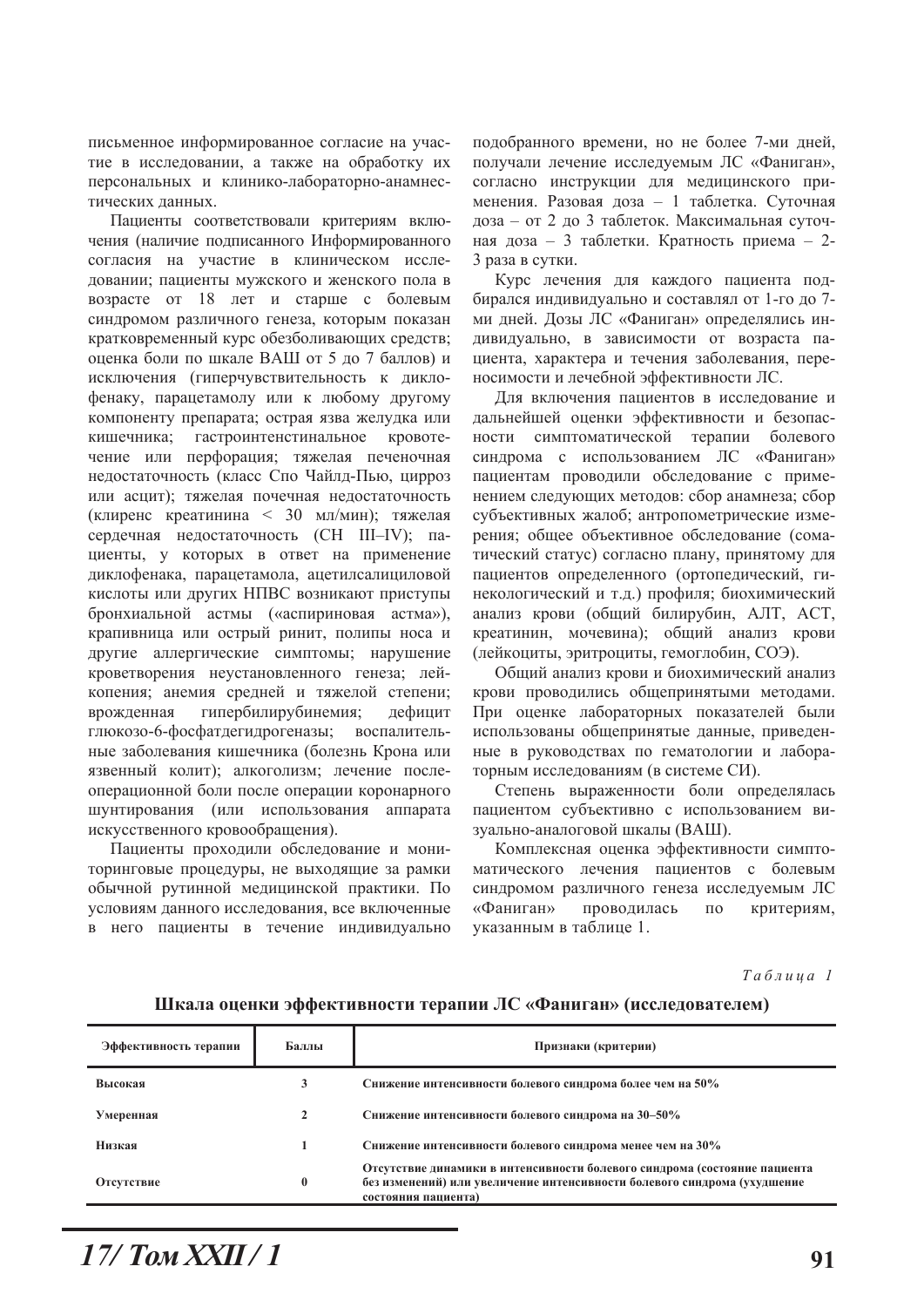письменное информированное согласие на участие в исследовании, а также на обработку их персональных и клинико-лабораторно-анамнестических данных.

Пациенты соответствовали критериям включения (наличие подписанного Информированного согласия на участие в клиническом исследовании; пациенты мужского и женского пола в возрасте от 18 лет и старше с болевым синдромом различного генеза, которым показан кратковременный курс обезболивающих средств; оценка боли по шкале ВАШ от 5 до 7 баллов) и исключения (гиперчувствительность к диклофенаку, парацетамолу или к любому другому компоненту препарата; острая язва желудка или кишечника; гастроинтестинальное кровотечение или перфорация; тяжелая печеночная недостаточность (класс Спо Чайлд-Пью, цирроз или асцит); тяжелая почечная недостаточность (клиренс креатинина < 30 мл/мин); тяжелая сердечная недостаточность (СН III–IV); пациенты, у которых в ответ на применение диклофенака, парацетамола, ацетилсалициловой кислоты или других НПВС возникают приступы бронхиальной астмы («аспириновая астма»), крапивница или острый ринит, полипы носа и другие аллергические симптомы; нарушение кроветворения неустановленного генеза; лейкопения; анемия средней и тяжелой степени; врожденная гипербилирубинемия; дефицит глюкозо-6-фосфатдегидрогеназы; воспалительные заболевания кишечника (болезнь Крона или язвенный колит); алкоголизм; лечение послеоперационной боли после операции коронарного шунтирования (или использования аппарата искусственного кровообращения).

Пациенты проходили обследование и мониторинговые процедуры, не выходящие за рамки обычной рутинной медицинской практики. По условиям данного исследования, все включенные в него пациенты в течение индивидуально подобранного времени, но не более 7-ми дней, получали лечение исследуемым ЛС «Фаниган», согласно инструкции для медицинского применения. Разовая доза – 1 таблетка. Суточная доза – от 2 до 3 таблеток. Максимальная суточная доза – 3 таблетки. Кратность приема – 2-3 раза в сутки.

Курс лечения для каждого пациента подбирался индивидуально и составлял от 1-го до 7-ми дней. Дозы ЛС «Фаниган» определялись индивидуально, в зависимости от возраста пациента, характера и течения заболевания, переносимости и лечебной эффективности ЛС.

Для включения пациентов в исследование и дальнейшей оценки эффективности и безопасности симптоматической терапии болевого синдрома с использованием ЛС «Фаниган» пациентам проводили обследование с применением следующих методов: сбор анамнеза; сбор субъективных жалоб; антропометрические измерения; общее объективное обследование (соматический статус) согласно плану, принятому для пациентов определенного (ортопедический, гинекологический и т.д.) профиля; биохимический анализ крови (общий билирубин, АЛТ, АСТ, креатинин, мочевина); общий анализ крови (лейкоциты, эритроциты, гемоглобин, СОЭ).

Общий анализ крови и биохимический анализ крови проводились общепринятыми методами. При оценке лабораторных показателей были использованы общепринятые данные, приведенные в руководствах по гематологии и лабораторным исследованиям (в системе СИ).

Степень выраженности боли определялась пациентом субъективно с использованием визуально-аналоговой шкалы (ВАШ).

Комплексная оценка эффективности симптоматического лечения пациентов с болевым синдромом различного генеза исследуемым ЛС «Фаниган» проводилась по критериям, указанным в таблице 1.

*Таблица 1*

**Шкала оценки эффективности терапии ЛС «Фаниган» (исследователем)**

| Эффективность терапии | Баллы | Признаки (критерии) |
|---|---|---|
| Высокая | 3 | Снижение интенсивности болевого синдрома более чем на 50% |
| Умеренная | 2 | Снижение интенсивности болевого синдрома на 30–50% |
| Низкая | 1 | Снижение интенсивности болевого синдрома менее чем на 30% |
| Отсутствие | 0 | Отсутствие динамики в интенсивности болевого синдрома (состояние пациента без изменений) или увеличение интенсивности болевого синдрома (ухудшение состояния пациента) |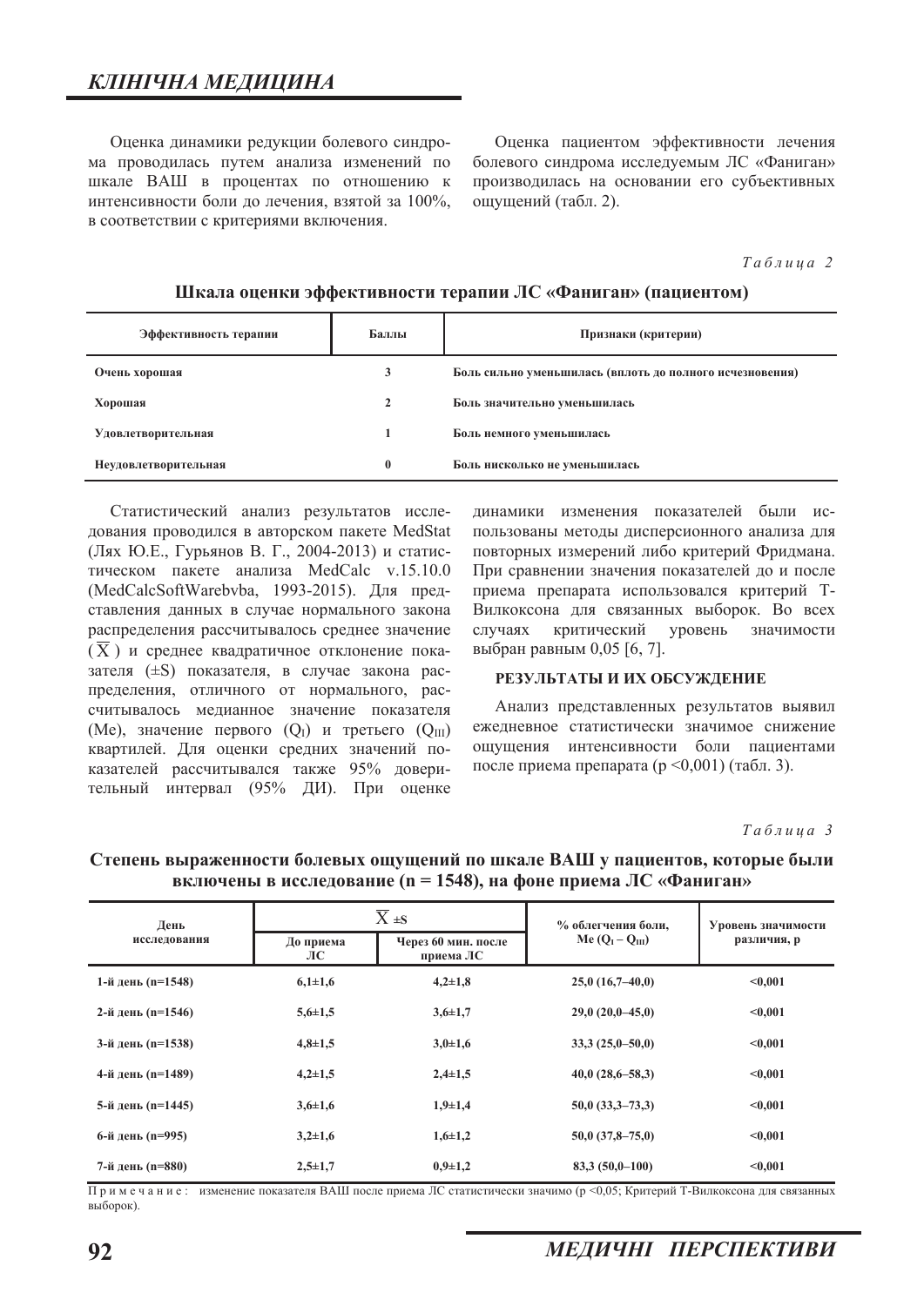Оценка динамики редукции болевого синдрома проводилась путем анализа изменений по шкале ВАШ в процентах по отношению к интенсивности боли до лечения, взятой за 100%, в соответствии с критериями включения.

Оценка пациентом эффективности лечения болевого синдрома исследуемым ЛС «Фаниган» производилась на основании его субъективных ощущений (табл. 2).

*Таблица 2*

**Шкала оценки эффективности терапии ЛС «Фаниган» (пациентом)**

| Эффективность терапии | Баллы | Признаки (критерии) |
|---|---|---|
| Очень хорошая | 3 | Боль сильно уменьшилась (вплоть до полного исчезновения) |
| Хорошая | 2 | Боль значительно уменьшилась |
| Удовлетворительная | 1 | Боль немного уменьшилась |
| Неудовлетворительная | 0 | Боль нисколько не уменьшилась |

Статистический анализ результатов исследования проводился в авторском пакете MedStat (Лях Ю.Е., Гурьянов В. Г., 2004-2013) и статистическом пакете анализа MedCalc v.15.10.0 (MedCalcSoftWarebvba, 1993-2015). Для представления данных в случае нормального закона распределения рассчитывалось среднее значение ($\overline{X}$) и среднее квадратичное отклонение показателя ($\pm S$) показателя, в случае закона распределения, отличного от нормального, рассчитывалось медианное значение показателя (Me), значение первого ($Q_I$) и третьего ($Q_{III}$) квартилей. Для оценки средних значений показателей рассчитывался также 95% доверительный интервал (95% ДИ). При оценке динамики изменения показателей были использованы методы дисперсионного анализа для повторных измерений либо критерий Фридмана. При сравнении значения показателей до и после приема препарата использовался критерий Т-Вилкоксона для связанных выборок. Во всех случаях критический уровень значимости выбран равным 0,05 [6, 7].

## РЕЗУЛЬТАТЫ И ИХ ОБСУЖДЕНИЕ

Анализ представленных результатов выявил ежедневное статистически значимое снижение ощущения интенсивности боли пациентами после приема препарата ($p < 0{,}001$) (табл. 3).

*Таблица 3*

**Степень выраженности болевых ощущений по шкале ВАШ у пациентов, которые были включены в исследование (n = 1548), на фоне приема ЛС «Фаниган»**

| День исследования | $\overline{X} \pm S$ | | % облегчения боли, Me ($Q_I - Q_{III}$) | Уровень значимости различия, p |
|---|---|---|---|---|
| | До приема ЛС | Через 60 мин. после приема ЛС | | |
| 1-й день (n=1548) | 6,1±1,6 | 4,2±1,8 | 25,0 (16,7–40,0) | <0,001 |
| 2-й день (n=1546) | 5,6±1,5 | 3,6±1,7 | 29,0 (20,0–45,0) | <0,001 |
| 3-й день (n=1538) | 4,8±1,5 | 3,0±1,6 | 33,3 (25,0–50,0) | <0,001 |
| 4-й день (n=1489) | 4,2±1,5 | 2,4±1,5 | 40,0 (28,6–58,3) | <0,001 |
| 5-й день (n=1445) | 3,6±1,6 | 1,9±1,4 | 50,0 (33,3–73,3) | <0,001 |
| 6-й день (n=995) | 3,2±1,6 | 1,6±1,2 | 50,0 (37,8–75,0) | <0,001 |
| 7-й день (n=880) | 2,5±1,7 | 0,9±1,2 | 83,3 (50,0–100) | <0,001 |

Примечание: изменение показателя ВАШ после приема ЛС статистически значимо ($p < 0{,}05$; Критерий Т-Вилкоксона для связанных выборок).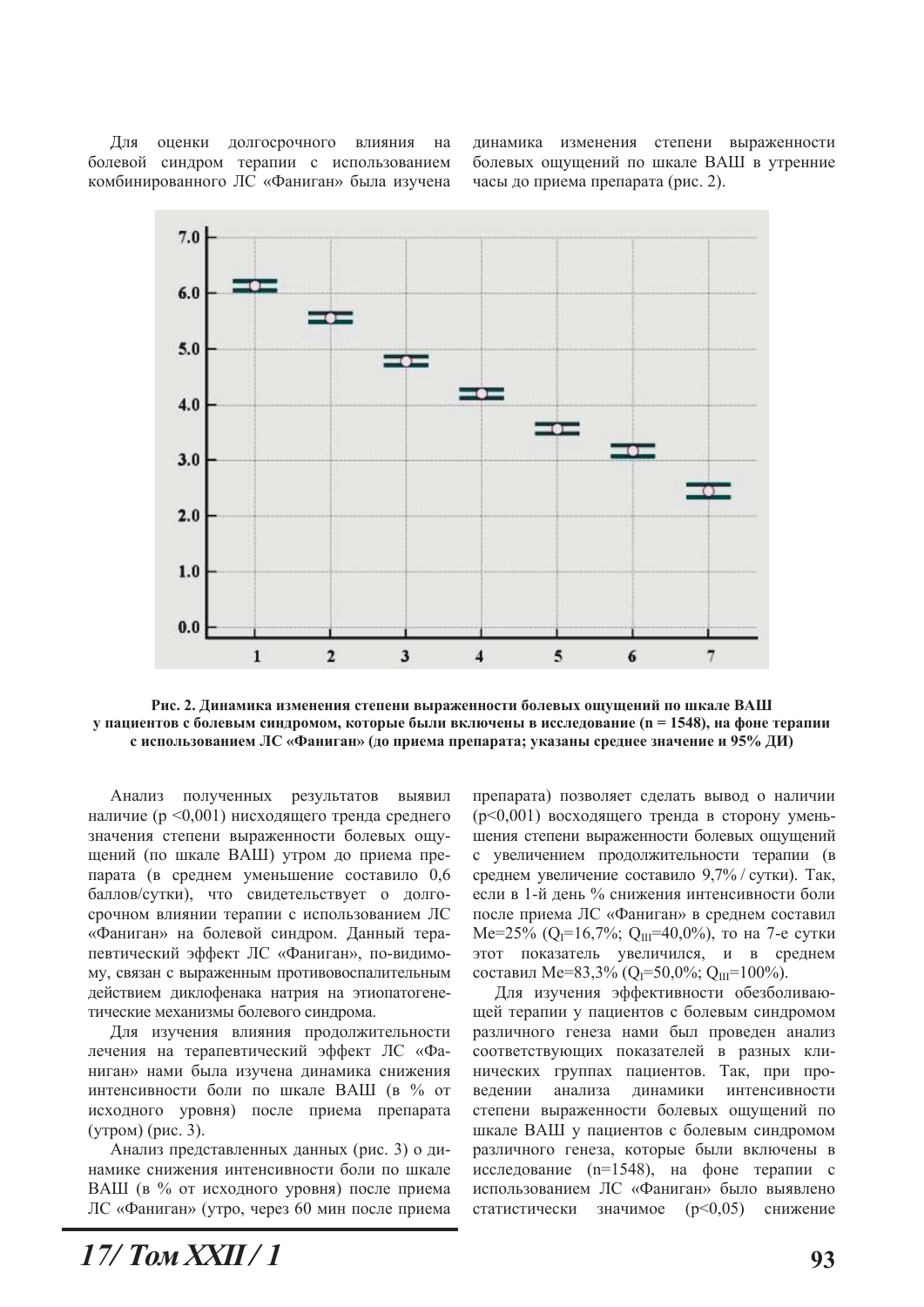Для оценки долгосрочного влияния на болевой синдром терапии с использованием комбинированного ЛС «Фаниган» была изучена динамика изменения степени выраженности болевых ощущений по шкале ВАШ в утренние часы до приема препарата (рис. 2).

**Рис. 2. Динамика изменения степени выраженности болевых ощущений по шкале ВАШ у пациентов с болевым синдромом, которые были включены в исследование (n = 1548), на фоне терапии с использованием ЛС «Фаниган» (до приема препарата; указаны среднее значение и 95% ДИ)**

Анализ полученных результатов выявил наличие ($p < 0{,}001$) нисходящего тренда среднего значения степени выраженности болевых ощущений (по шкале ВАШ) утром до приема препарата (в среднем уменьшение составило 0,6 баллов/сутки), что свидетельствует о долгосрочном влиянии терапии с использованием ЛС «Фаниган» на болевой синдром. Данный терапевтический эффект ЛС «Фаниган», по-видимому, связан с выраженным противовоспалительным действием диклофенака натрия на этиопатогенетические механизмы болевого синдрома.

Для изучения влияния продолжительности лечения на терапевтический эффект ЛС «Фаниган» нами была изучена динамика снижения интенсивности боли по шкале ВАШ (в % от исходного уровня) после приема препарата (утром) (рис. 3).

Анализ представленных данных (рис. 3) о динамике снижения интенсивности боли по шкале ВАШ (в % от исходного уровня) после приема ЛС «Фаниган» (утро, через 60 мин после приема препарата) позволяет сделать вывод о наличии ($p<0{,}001$) восходящего тренда в сторону уменьшения степени выраженности болевых ощущений с увеличением продолжительности терапии (в среднем увеличение составило 9,7% / сутки). Так, если в 1-й день % снижения интенсивности боли после приема ЛС «Фаниган» в среднем составил Me=25% ($Q_I$=16,7%; $Q_{III}$=40,0%), то на 7-е сутки этот показатель увеличился, и в среднем составил Me=83,3% ($Q_I$=50,0%; $Q_{III}$=100%).

Для изучения эффективности обезболивающей терапии у пациентов с болевым синдромом различного генеза нами был проведен анализ соответствующих показателей в разных клинических группах пациентов. Так, при проведении анализа динамики интенсивности степени выраженности болевых ощущений по шкале ВАШ у пациентов с болевым синдромом различного генеза, которые были включены в исследование (n=1548), на фоне терапии с использованием ЛС «Фаниган» было выявлено статистически значимое ($p<0{,}05$) снижение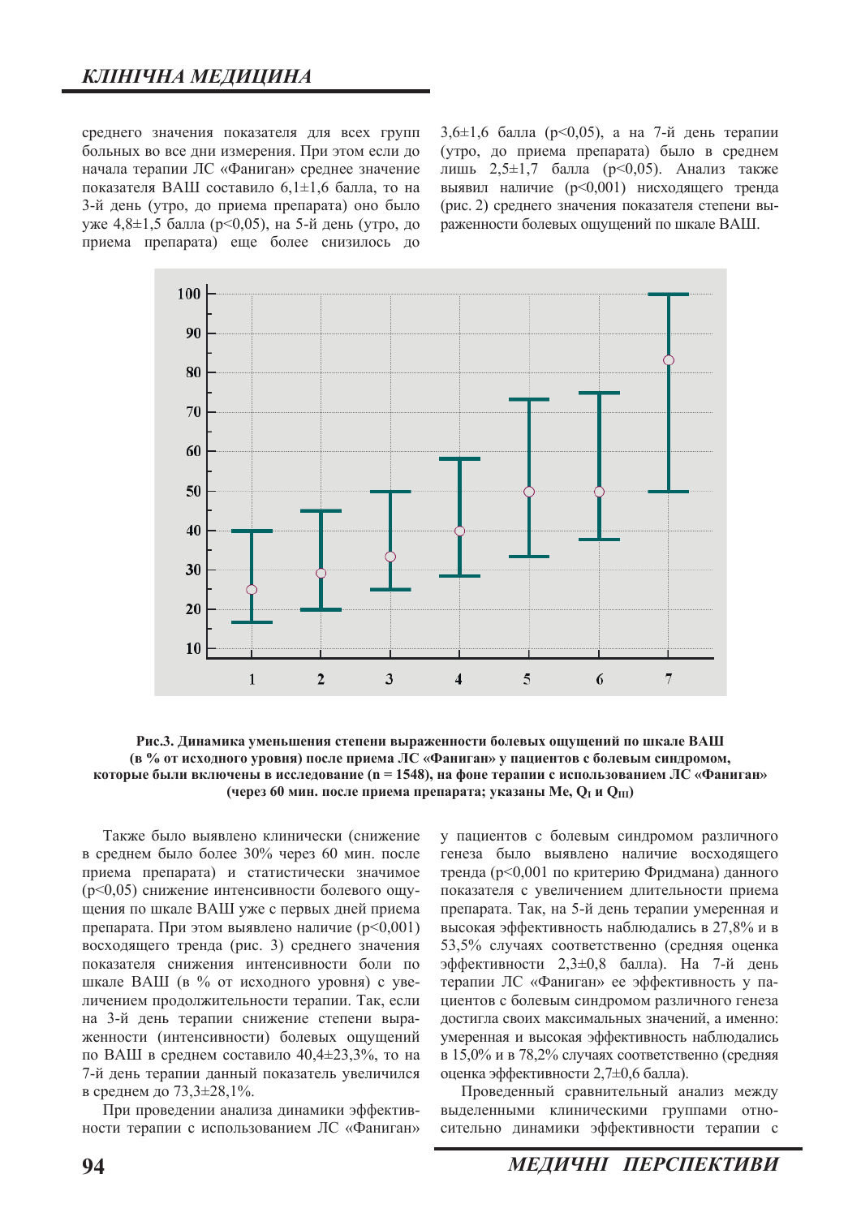среднего значения показателя для всех групп больных во все дни измерения. При этом если до начала терапии ЛС «Фаниган» среднее значение показателя ВАШ составило 6,1±1,6 балла, то на 3-й день (утро, до приема препарата) оно было уже 4,8±1,5 балла (p<0,05), на 5-й день (утро, до приема препарата) еще более снизилось до 3,6±1,6 балла (p<0,05), а на 7-й день терапии (утро, до приема препарата) было в среднем лишь 2,5±1,7 балла (p<0,05). Анализ также выявил наличие (p<0,001) нисходящего тренда (рис. 2) среднего значения показателя степени выраженности болевых ощущений по шкале ВАШ.

**Рис.3. Динамика уменьшения степени выраженности болевых ощущений по шкале ВАШ (в % от исходного уровня) после приема ЛС «Фаниган» у пациентов с болевым синдромом, которые были включены в исследование (n = 1548), на фоне терапии с использованием ЛС «Фаниган» (через 60 мин. после приема препарата; указаны Me, $Q_I$ и $Q_{III}$)**

Также было выявлено клинически (снижение в среднем было более 30% через 60 мин. после приема препарата) и статистически значимое (p<0,05) снижение интенсивности болевого ощущения по шкале ВАШ уже с первых дней приема препарата. При этом выявлено наличие (p<0,001) восходящего тренда (рис. 3) среднего значения показателя снижения интенсивности боли по шкале ВАШ (в % от исходного уровня) с увеличением продолжительности терапии. Так, если на 3-й день терапии снижение степени выраженности (интенсивности) болевых ощущений по ВАШ в среднем составило 40,4±23,3%, то на 7-й день терапии данный показатель увеличился в среднем до 73,3±28,1%.

При проведении анализа динамики эффективности терапии с использованием ЛС «Фаниган» у пациентов с болевым синдромом различного генеза было выявлено наличие восходящего тренда (p<0,001 по критерию Фридмана) данного показателя с увеличением длительности приема препарата. Так, на 5-й день терапии умеренная и высокая эффективность наблюдались в 27,8% и в 53,5% случаях соответственно (средняя оценка эффективности 2,3±0,8 балла). На 7-й день терапии ЛС «Фаниган» ее эффективность у пациентов с болевым синдромом различного генеза достигла своих максимальных значений, а именно: умеренная и высокая эффективность наблюдались в 15,0% и в 78,2% случаях соответственно (средняя оценка эффективности 2,7±0,6 балла).

Проведенный сравнительный анализ между выделенными клиническими группами относительно динамики эффективности терапии с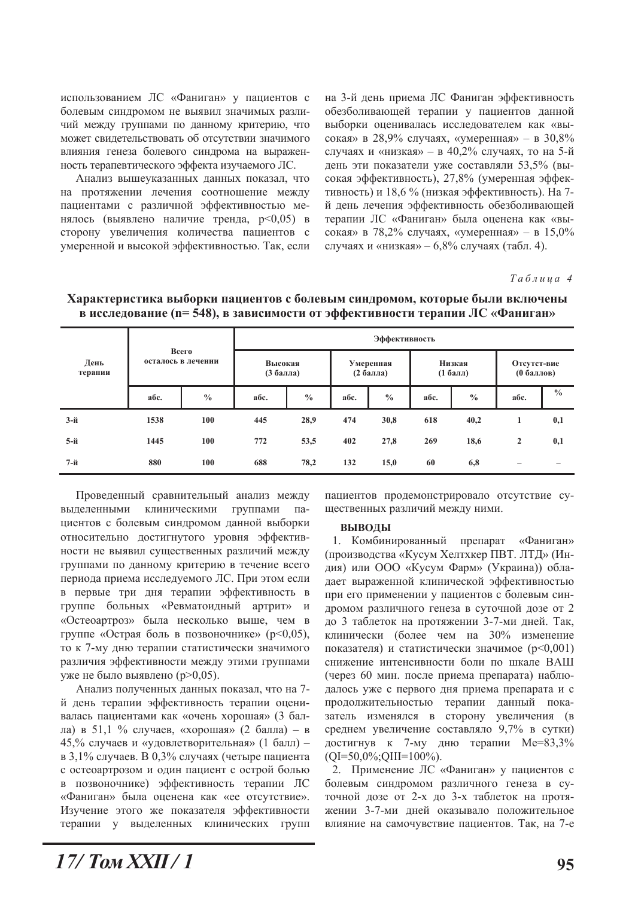использованием ЛС «Фаниган» у пациентов с болевым синдромом не выявил значимых различий между группами по данному критерию, что может свидетельствовать об отсутствии значимого влияния генеза болевого синдрома на выраженность терапевтического эффекта изучаемого ЛС.

Анализ вышеуказанных данных показал, что на протяжении лечения соотношение между пациентами с различной эффективностью менялось (выявлено наличие тренда, $p<0,05$) в сторону увеличения количества пациентов с умеренной и высокой эффективностью. Так, если на 3-й день приема ЛС Фаниган эффективность обезболивающей терапии у пациентов данной выборки оценивалась исследователем как «высокая» в 28,9% случаях, «умеренная» – в 30,8% случаях и «низкая» – в 40,2% случаях, то на 5-й день эти показатели уже составляли 53,5% (высокая эффективность), 27,8% (умеренная эффективность) и 18,6 % (низкая эффективность). На 7-й день лечения эффективность обезболивающей терапии ЛС «Фаниган» была оценена как «высокая» в 78,2% случаях, «умеренная» – в 15,0% случаях и «низкая» – 6,8% случаях (табл. 4).

*Таблица 4*

**Характеристика выборки пациентов с болевым синдромом, которые были включены в исследование (n= 548), в зависимости от эффективности терапии ЛС «Фаниган»**

| День терапии | Всего осталось в лечении | | Эффективность | | | | | | | |
|---|---|---|---|---|---|---|---|---|---|---|
| | | | Высокая (3 балла) | | Умеренная (2 балла) | | Низкая (1 балл) | | Отсутст-вие (0 баллов) | |
| | абс. | % | абс. | % | абс. | % | абс. | % | абс. | % |
| 3-й | 1538 | 100 | 445 | 28,9 | 474 | 30,8 | 618 | 40,2 | 1 | 0,1 |
| 5-й | 1445 | 100 | 772 | 53,5 | 402 | 27,8 | 269 | 18,6 | 2 | 0,1 |
| 7-й | 880 | 100 | 688 | 78,2 | 132 | 15,0 | 60 | 6,8 | – | – |

Проведенный сравнительный анализ между выделенными клиническими группами пациентов с болевым синдромом данной выборки относительно достигнутого уровня эффективности не выявил существенных различий между группами по данному критерию в течение всего периода приема исследуемого ЛС. При этом если в первые три дня терапии эффективность в группе больных «Ревматоидный артрит» и «Остеоартроз» была несколько выше, чем в группе «Острая боль в позвоночнике» ($p<0,05$), то к 7-му дню терапии статистически значимого различия эффективности между этими группами уже не было выявлено ($p>0,05$).

Анализ полученных данных показал, что на 7-й день терапии эффективность терапии оценивалась пациентами как «очень хорошая» (3 балла) в 51,1 % случаев, «хорошая» (2 балла) – в 45,% случаев и «удовлетворительная» (1 балл) – в 3,1% случаев. В 0,3% случаях (четыре пациента с остеоартрозом и один пациент с острой болью в позвоночнике) эффективность терапии ЛС «Фаниган» была оценена как «ее отсутствие». Изучение этого же показателя эффективности терапии у выделенных клинических групп пациентов продемонстрировало отсутствие существенных различий между ними.

## ВЫВОДЫ

1. Комбинированный препарат «Фаниган» (производства «Кусум Хелтхкер ПВТ. ЛТД» (Индия) или ООО «Кусум Фарм» (Украина)) обладает выраженной клинической эффективностью при его применении у пациентов с болевым синдромом различного генеза в суточной дозе от 2 до 3 таблеток на протяжении 3-7-ми дней. Так, клинически (более чем на 30% изменение показателя) и статистически значимое ($p<0,001$) снижение интенсивности боли по шкале ВАШ (через 60 мин. после приема препарата) наблюдалось уже с первого дня приема препарата и с продолжительностью терапии данный показатель изменялся в сторону увеличения (в среднем увеличение составляло 9,7% в сутки) достигнув к 7-му дню терапии Me=83,3% (QI=50,0%;QIII=100%).

2. Применение ЛС «Фаниган» у пациентов с болевым синдромом различного генеза в суточной дозе от 2-х до 3-х таблеток на протяжении 3-7-ми дней оказывало положительное влияние на самочувствие пациентов. Так, на 7-е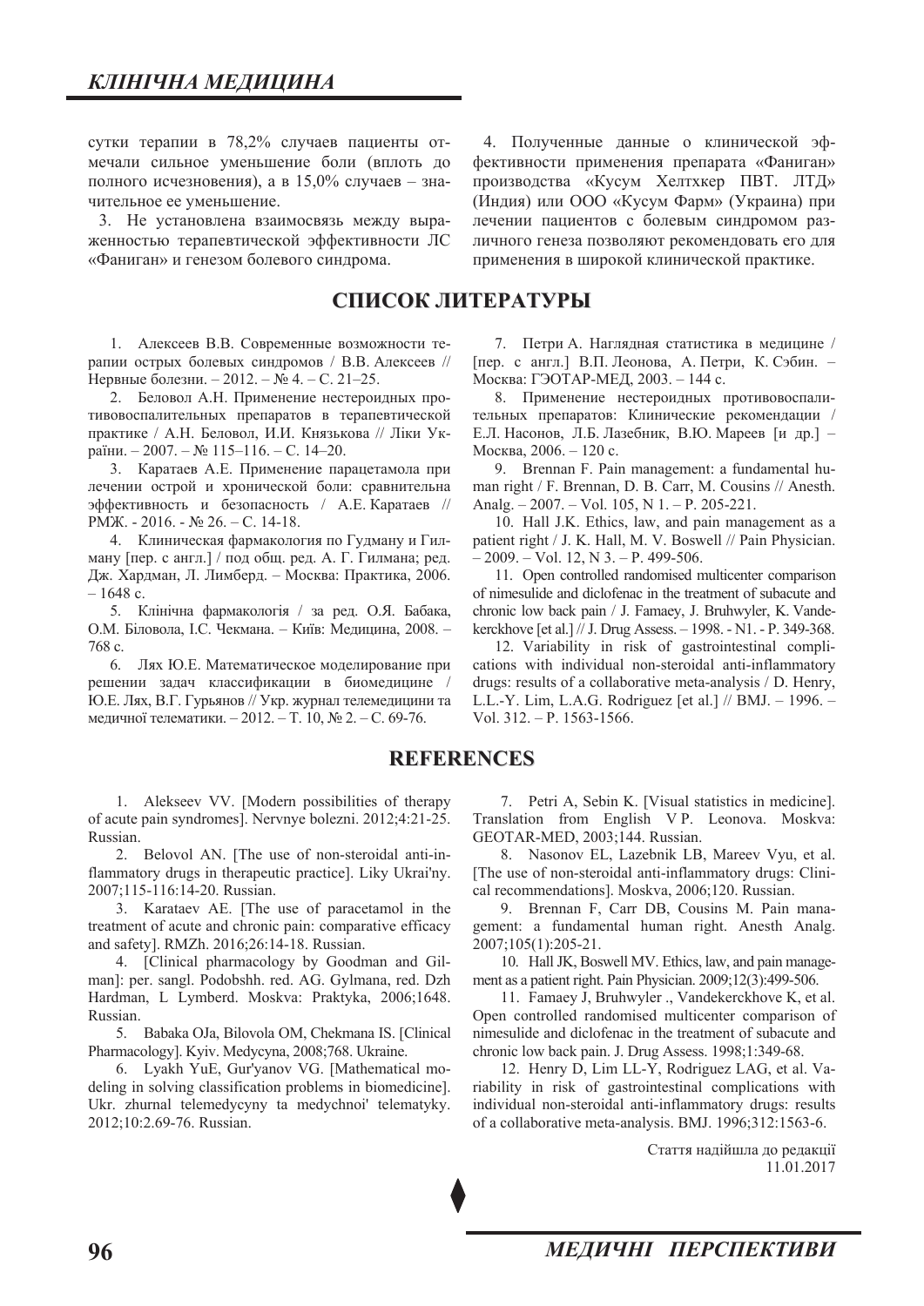сутки терапии в 78,2% случаев пациенты отмечали сильное уменьшение боли (вплоть до полного исчезновения), а в 15,0% случаев – значительное ее уменьшение.

3. Не установлена взаимосвязь между выраженностью терапевтической эффективности ЛС «Фаниган» и генезом болевого синдрома.

4. Полученные данные о клинической эффективности применения препарата «Фаниган» производства «Кусум Хелтхкер ПВТ. ЛТД» (Индия) или ООО «Кусум Фарм» (Украина) при лечении пациентов с болевым синдромом различного генеза позволяют рекомендовать его для применения в широкой клинической практике.

## СПИСОК ЛИТЕРАТУРЫ

1. Алексеев В.В. Современные возможности терапии острых болевых синдромов / В.В. Алексеев // Нервные болезни. – 2012. – № 4. – С. 21–25.

2. Беловол А.Н. Применение нестероидных противовоспалительных препаратов в терапевтической практике / А.Н. Беловол, И.И. Князькова // Ліки України. – 2007. – № 115–116. – С. 14–20.

3. Каратаев А.Е. Применение парацетамола при лечении острой и хронической боли: сравнительна эффективность и безопасность / А.Е. Каратаев // РМЖ. - 2016. - № 26. – С. 14-18.

4. Клиническая фармакология по Гудману и Гилману [пер. с англ.] / под общ. ред. А. Г. Гилмана; ред. Дж. Хардман, Л. Лимберд. – Москва: Практика, 2006. – 1648 с.

5. Клінічна фармакологія / за ред. О.Я. Бабака, О.М. Біловола, І.С. Чекмана. – Київ: Медицина, 2008. – 768 с.

6. Лях Ю.Е. Математическое моделирование при решении задач классификации в биомедицине / Ю.Е. Лях, В.Г. Гурьянов // Укр. журнал телемедицини та медичної телематики. – 2012. – Т. 10, № 2. – С. 69-76.

7. Петри А. Наглядная статистика в медицине / [пер. с англ.] В.П. Леонова, А. Петри, К. Сэбин. – Москва: ГЭОТАР-МЕД, 2003. – 144 с.

8. Применение нестероидных противовоспалительных препаратов: Клинические рекомендации / Е.Л. Насонов, Л.Б. Лазебник, В.Ю. Мареев [и др.] – Москва, 2006. – 120 с.

9. Brennan F. Pain management: a fundamental human right / F. Brennan, D. B. Carr, M. Cousins // Anesth. Analg. – 2007. – Vol. 105, N 1. – P. 205-221.

10. Hall J.K. Ethics, law, and pain management as a patient right / J. K. Hall, M. V. Boswell // Pain Physician. – 2009. – Vol. 12, N 3. – P. 499-506.

11. Open controlled randomised multicenter comparison of nimesulide and diclofenac in the treatment of subacute and chronic low back pain / J. Famaey, J. Bruhwyler, K. Vandekerckhove [et al.] // J. Drug Assess. – 1998. - N1. - P. 349-368.

12. Variability in risk of gastrointestinal complications with individual non-steroidal anti-inflammatory drugs: results of a collaborative meta-analysis / D. Henry, L.L.-Y. Lim, L.A.G. Rodriguez [et al.] // BMJ. – 1996. – Vol. 312. – P. 1563-1566.

## REFERENCES

1. Alekseev VV. [Modern possibilities of therapy of acute pain syndromes]. Nervnye bolezni. 2012;4:21-25. Russian.

2. Belovol AN. [The use of non-steroidal anti-inflammatory drugs in therapeutic practice]. Liky Ukrai'ny. 2007;115-116:14-20. Russian.

3. Karataev AE. [The use of paracetamol in the treatment of acute and chronic pain: comparative efficacy and safety]. RMZh. 2016;26:14-18. Russian.

4. [Clinical pharmacology by Goodman and Gilman]: per. sangl. Podobshh. red. AG. Gylmana, red. Dzh Hardman, L Lymberd. Moskva: Praktyka, 2006;1648. Russian.

5. Babaka OJa, Bilovola OM, Chekmana IS. [Clinical Pharmacology]. Kyiv. Medycyna, 2008;768. Ukraine.

6. Lyakh YuE, Gur'yanov VG. [Mathematical modeling in solving classification problems in biomedicine]. Ukr. zhurnal telemedycyny ta medychnoi' telematyky. 2012;10:2.69-76. Russian.

7. Petri A, Sebin K. [Visual statistics in medicine]. Translation from English V P. Leonova. Moskva: GEOTAR-MED, 2003;144. Russian.

8. Nasonov EL, Lazebnik LB, Mareev Vyu, et al. [The use of non-steroidal anti-inflammatory drugs: Clinical recommendations]. Moskva, 2006;120. Russian.

9. Brennan F, Carr DB, Cousins M. Pain management: a fundamental human right. Anesth Analg. 2007;105(1):205-21.

10. Hall JK, Boswell MV. Ethics, law, and pain management as a patient right. Pain Physician. 2009;12(3):499-506.

11. Famaey J, Bruhwyler ., Vandekerckhove K, et al. Open controlled randomised multicenter comparison of nimesulide and diclofenac in the treatment of subacute and chronic low back pain. J. Drug Assess. 1998;1:349-68.

12. Henry D, Lim LL-Y, Rodriguez LAG, et al. Variability in risk of gastrointestinal complications with individual non-steroidal anti-inflammatory drugs: results of a collaborative meta-analysis. BMJ. 1996;312:1563-6.

Стаття надійшла до редакції
11.01.2017